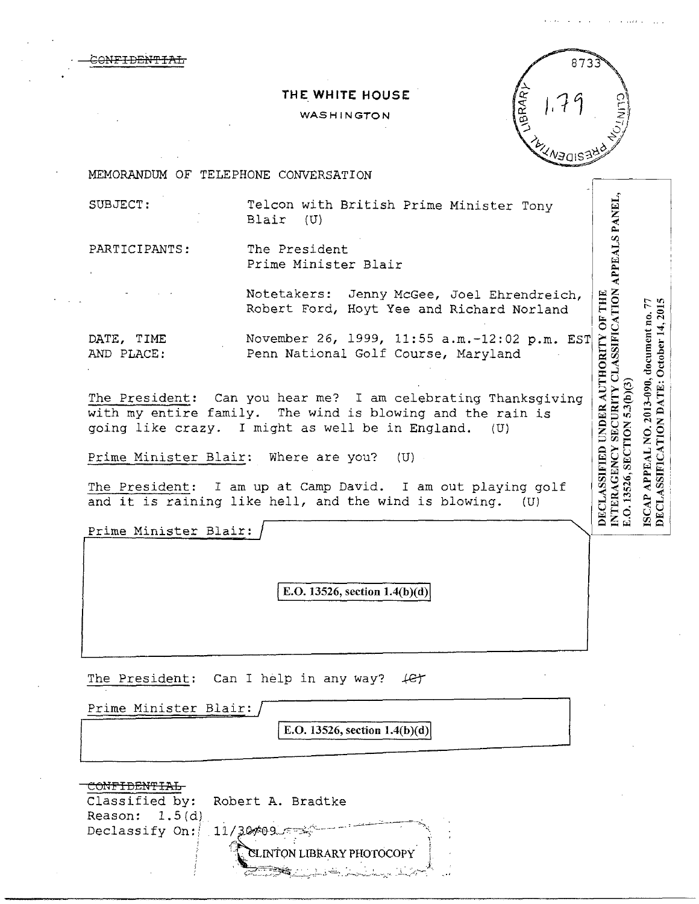~~CONFIDENTIAL~~

**THE WHITE HOUSE**

WASHINGTON

8733

1.79

CLINTON PRESIDENTIAL LIBRARY

MEMORANDUM OF TELEPHONE CONVERSATION

SUBJECT: Telcon with British Prime Minister Tony Blair (U)

PARTICIPANTS: The President
Prime Minister Blair

Notetakers: Jenny McGee, Joel Ehrendreich, Robert Ford, Hoyt Yee and Richard Norland

DATE, TIME AND PLACE: November 26, 1999, 11:55 a.m.-12:02 p.m. EST
Penn National Golf Course, Maryland

DECLASSIFIED UNDER AUTHORITY OF THE INTERAGENCY SECURITY CLASSIFICATION APPEALS PANEL, E.O. 13526, SECTION 5.3(b)(3)

ISCAP APPEAL NO. 2013-090, document no. 77
DECLASSIFICATION DATE: October 14, 2015

The President: Can you hear me? I am celebrating Thanksgiving with my entire family. The wind is blowing and the rain is going like crazy. I might as well be in England. (U)

Prime Minister Blair: Where are you? (U)

The President: I am up at Camp David. I am out playing golf and it is raining like hell, and the wind is blowing. (U)

Prime Minister Blair:

E.O. 13526, section 1.4(b)(d)

The President: Can I help in any way? ~~(C)~~

Prime Minister Blair:

E.O. 13526, section 1.4(b)(d)

~~CONFIDENTIAL~~
Classified by: Robert A. Bradtke
Reason: 1.5(d)
Declassify On: 11/30/09

CLINTON LIBRARY PHOTOCOPY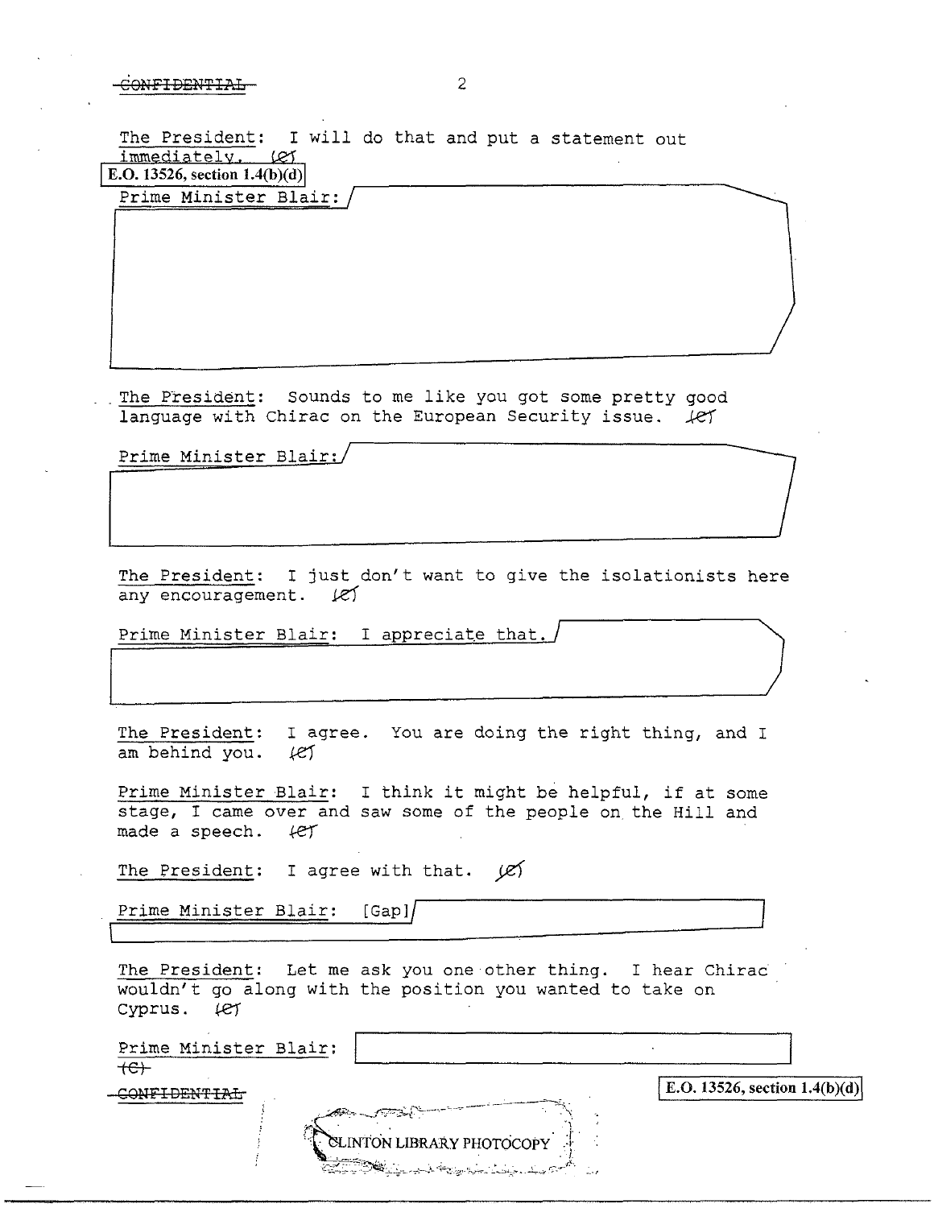~~CONFIDENTIAL~~

The President: I will do that and put a statement out immediately. (C)

E.O. 13526, section 1.4(b)(d)

Prime Minister Blair:

The President: Sounds to me like you got some pretty good language with Chirac on the European Security issue. (C)

Prime Minister Blair:

The President: I just don't want to give the isolationists here any encouragement. (C)

Prime Minister Blair: I appreciate that.

The President: I agree. You are doing the right thing, and I am behind you. (C)

Prime Minister Blair: I think it might be helpful, if at some stage, I came over and saw some of the people on the Hill and made a speech. (C)

The President: I agree with that. (C)

Prime Minister Blair: [Gap]

The President: Let me ask you one other thing. I hear Chirac wouldn't go along with the position you wanted to take on Cyprus. (C)

Prime Minister Blair:

(C)

~~CONFIDENTIAL~~

E.O. 13526, section 1.4(b)(d)

CLINTON LIBRARY PHOTOCOPY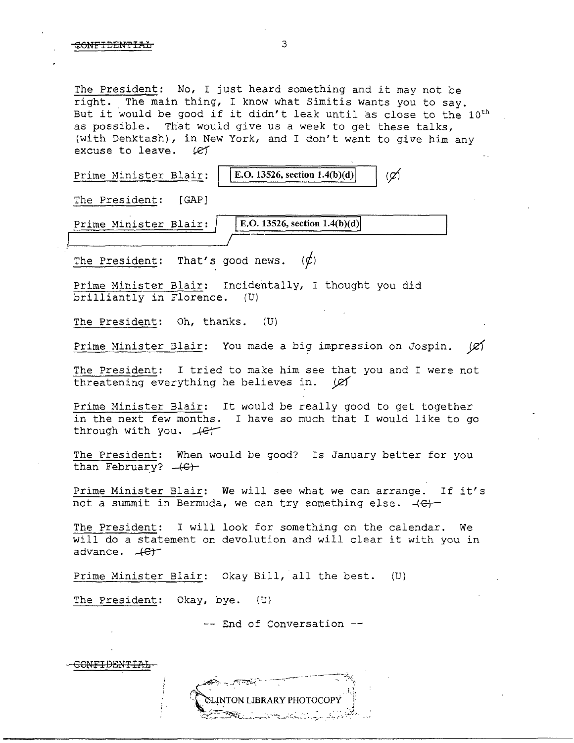The President: No, I just heard something and it may not be right. The main thing, I know what Simitis wants you to say. But it would be good if it didn't leak until as close to the 10th as possible. That would give us a week to get these talks, (with Denktash), in New York, and I don't want to give him any excuse to leave. (C)

Prime Minister Blair: E.O. 13526, section 1.4(b)(d) (C)

The President: [GAP]

Prime Minister Blair: E.O. 13526, section 1.4(b)(d)

The President: That's good news. (C)

Prime Minister Blair: Incidentally, I thought you did brilliantly in Florence. (U)

The President: Oh, thanks. (U)

Prime Minister Blair: You made a big impression on Jospin. (C)

The President: I tried to make him see that you and I were not threatening everything he believes in. (C)

Prime Minister Blair: It would be really good to get together in the next few months. I have so much that I would like to go through with you. (C)

The President: When would be good? Is January better for you than February? (C)

Prime Minister Blair: We will see what we can arrange. If it's not a summit in Bermuda, we can try something else. (C)

The President: I will look for something on the calendar. We will do a statement on devolution and will clear it with you in advance. (C)

Prime Minister Blair: Okay Bill, all the best. (U)

The President: Okay, bye. (U)

-- End of Conversation --

CONFIDENTIAL

CLINTON LIBRARY PHOTOCOPY